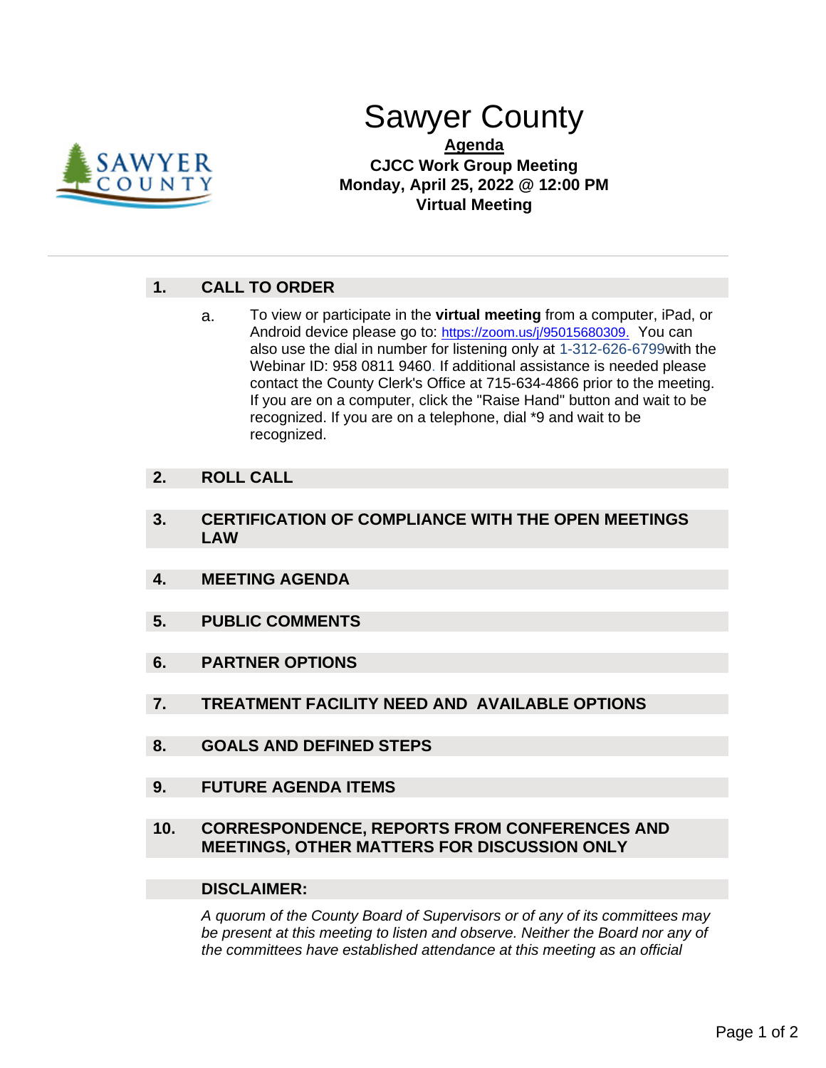# Sawyer County

**Agenda**

**CJCC Work Group Meeting**

**Monday, April 25, 2022 @ 12:00 PM**

**Virtual Meeting**

---

## 1. CALL TO ORDER

a. To view or participate in the **virtual meeting** from a computer, iPad, or Android device please go to: https://zoom.us/j/95015680309. You can also use the dial in number for listening only at 1-312-626-6799with the Webinar ID: 958 0811 9460. If additional assistance is needed please contact the County Clerk's Office at 715-634-4866 prior to the meeting. If you are on a computer, click the "Raise Hand" button and wait to be recognized. If you are on a telephone, dial *9 and wait to be recognized.

## 2. ROLL CALL

## 3. CERTIFICATION OF COMPLIANCE WITH THE OPEN MEETINGS LAW

## 4. MEETING AGENDA

## 5. PUBLIC COMMENTS

## 6. PARTNER OPTIONS

## 7. TREATMENT FACILITY NEED AND AVAILABLE OPTIONS

## 8. GOALS AND DEFINED STEPS

## 9. FUTURE AGENDA ITEMS

## 10. CORRESPONDENCE, REPORTS FROM CONFERENCES AND MEETINGS, OTHER MATTERS FOR DISCUSSION ONLY

## DISCLAIMER:

*A quorum of the County Board of Supervisors or of any of its committees may be present at this meeting to listen and observe. Neither the Board nor any of the committees have established attendance at this meeting as an official*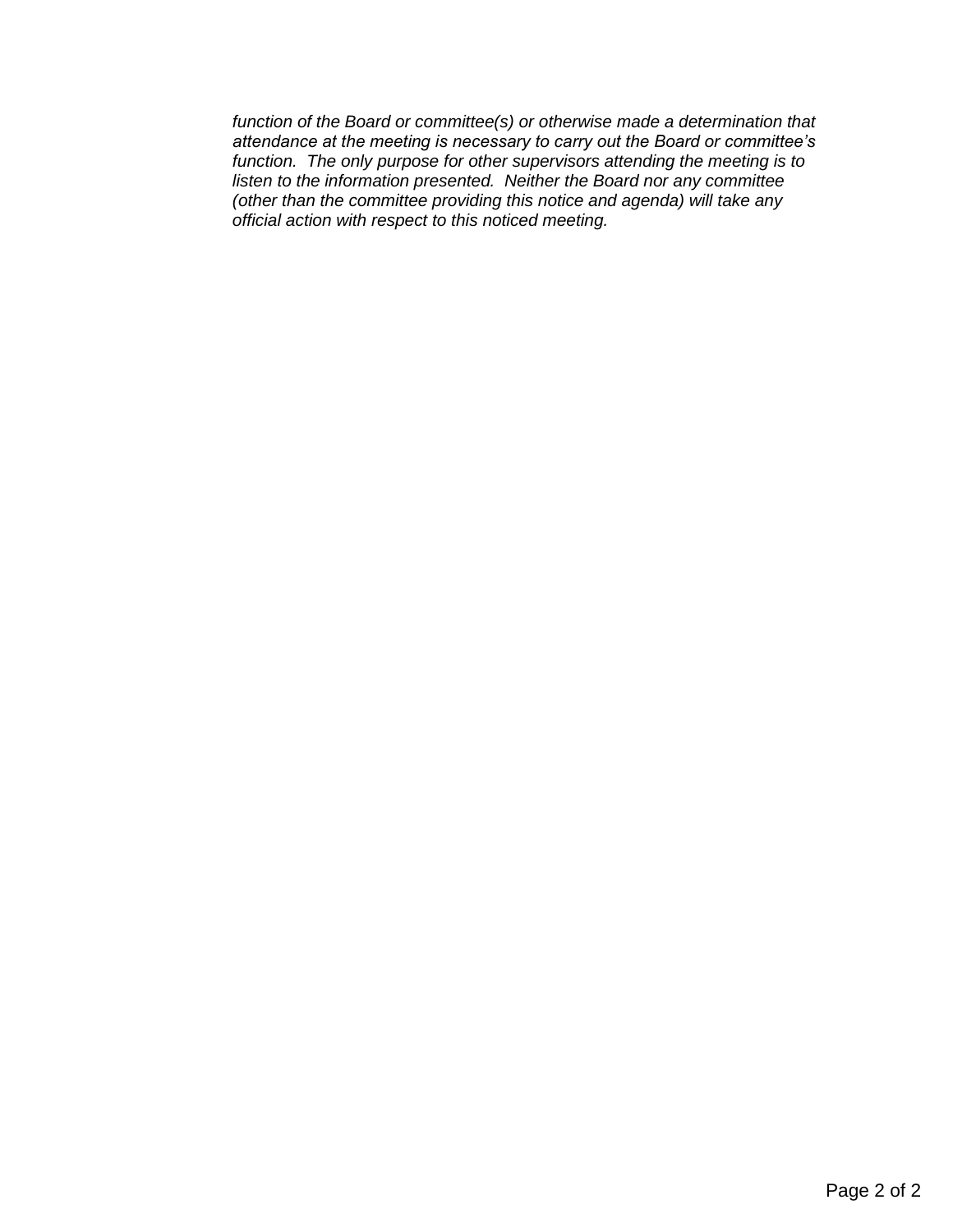*function of the Board or committee(s) or otherwise made a determination that attendance at the meeting is necessary to carry out the Board or committee's function. The only purpose for other supervisors attending the meeting is to listen to the information presented. Neither the Board nor any committee (other than the committee providing this notice and agenda) will take any official action with respect to this noticed meeting.*